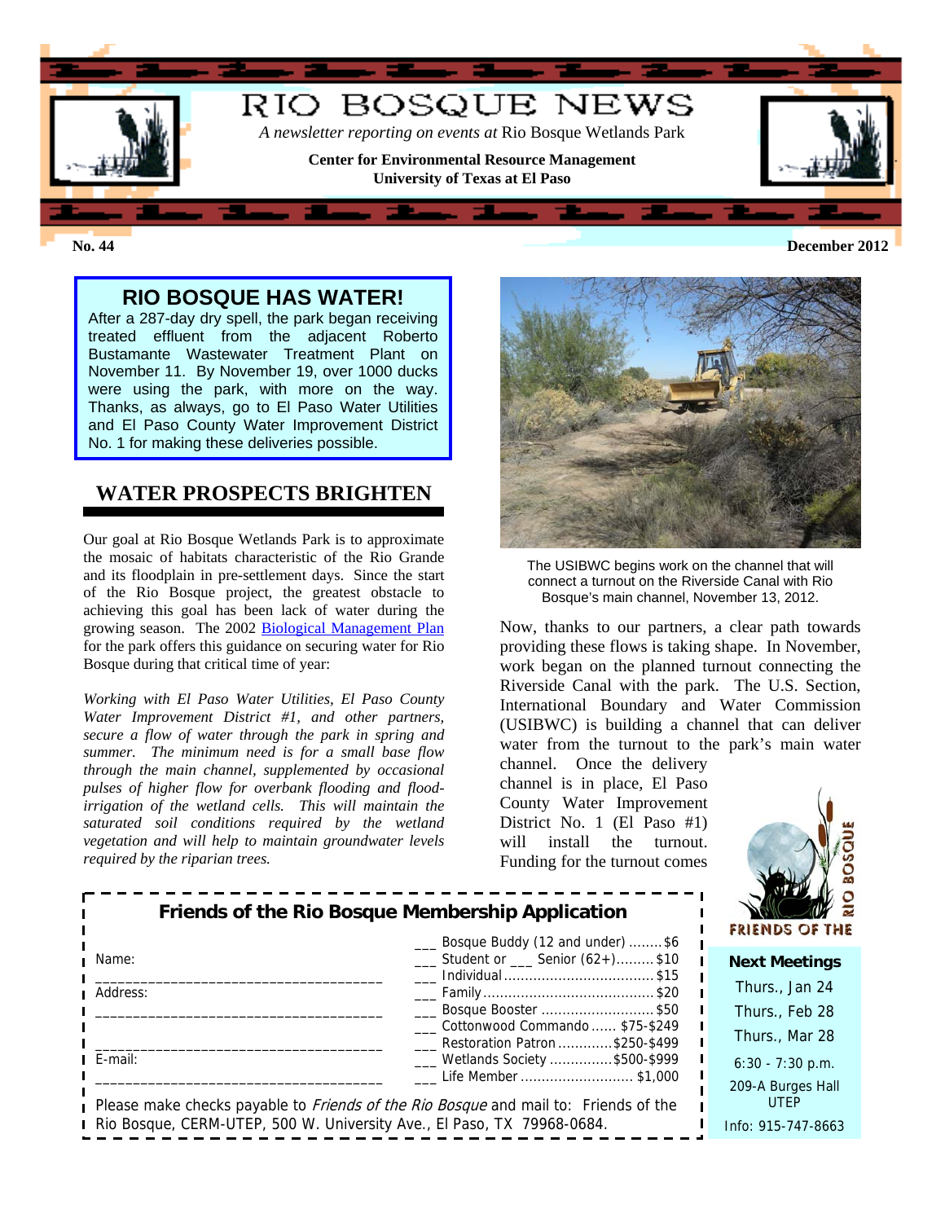# RIO BOSQUE NEWS

*A newsletter reporting on events at* Rio Bosque Wetlands Park

**Center for Environmental Resource Management**
**University of Texas at El Paso**

**No. 44** **December 2012**

## RIO BOSQUE HAS WATER!

After a 287-day dry spell, the park began receiving treated effluent from the adjacent Roberto Bustamante Wastewater Treatment Plant on November 11. By November 19, over 1000 ducks were using the park, with more on the way. Thanks, as always, go to El Paso Water Utilities and El Paso County Water Improvement District No. 1 for making these deliveries possible.

## WATER PROSPECTS BRIGHTEN

Our goal at Rio Bosque Wetlands Park is to approximate the mosaic of habitats characteristic of the Rio Grande and its floodplain in pre-settlement days. Since the start of the Rio Bosque project, the greatest obstacle to achieving this goal has been lack of water during the growing season. The 2002 Biological Management Plan for the park offers this guidance on securing water for Rio Bosque during that critical time of year:

*Working with El Paso Water Utilities, El Paso County Water Improvement District #1, and other partners, secure a flow of water through the park in spring and summer. The minimum need is for a small base flow through the main channel, supplemented by occasional pulses of higher flow for overbank flooding and flood-irrigation of the wetland cells. This will maintain the saturated soil conditions required by the wetland vegetation and will help to maintain groundwater levels required by the riparian trees.*

The USIBWC begins work on the channel that will connect a turnout on the Riverside Canal with Rio Bosque's main channel, November 13, 2012.

Now, thanks to our partners, a clear path towards providing these flows is taking shape. In November, work began on the planned turnout connecting the Riverside Canal with the park. The U.S. Section, International Boundary and Water Commission (USIBWC) is building a channel that can deliver water from the turnout to the park's main water channel. Once the delivery channel is in place, El Paso County Water Improvement District No. 1 (El Paso #1) will install the turnout. Funding for the turnout comes

### Friends of the Rio Bosque Membership Application

Name: ___________________________________

Address: ___________________________________

___________________________________

E-mail: ___________________________________

- ___ Bosque Buddy (12 and under) ........ $6
- ___ Student or ___ Senior (62+)......... $10
- ___ Individual .................................. $15
- ___ Family ........................................ $20
- ___ Bosque Booster ........................... $50
- ___ Cottonwood Commando ...... $75-$249
- ___ Restoration Patron ............ $250-$499
- ___ Wetlands Society .............. $500-$999
- ___ Life Member ........................... $1,000

Please make checks payable to *Friends of the Rio Bosque* and mail to: Friends of the Rio Bosque, CERM-UTEP, 500 W. University Ave., El Paso, TX 79968-0684.

FRIENDS OF THE RIO BOSQUE

**Next Meetings**

Thurs., Jan 24
Thurs., Feb 28
Thurs., Mar 28

6:30 - 7:30 p.m.

209-A Burges Hall
UTEP

Info: 915-747-8663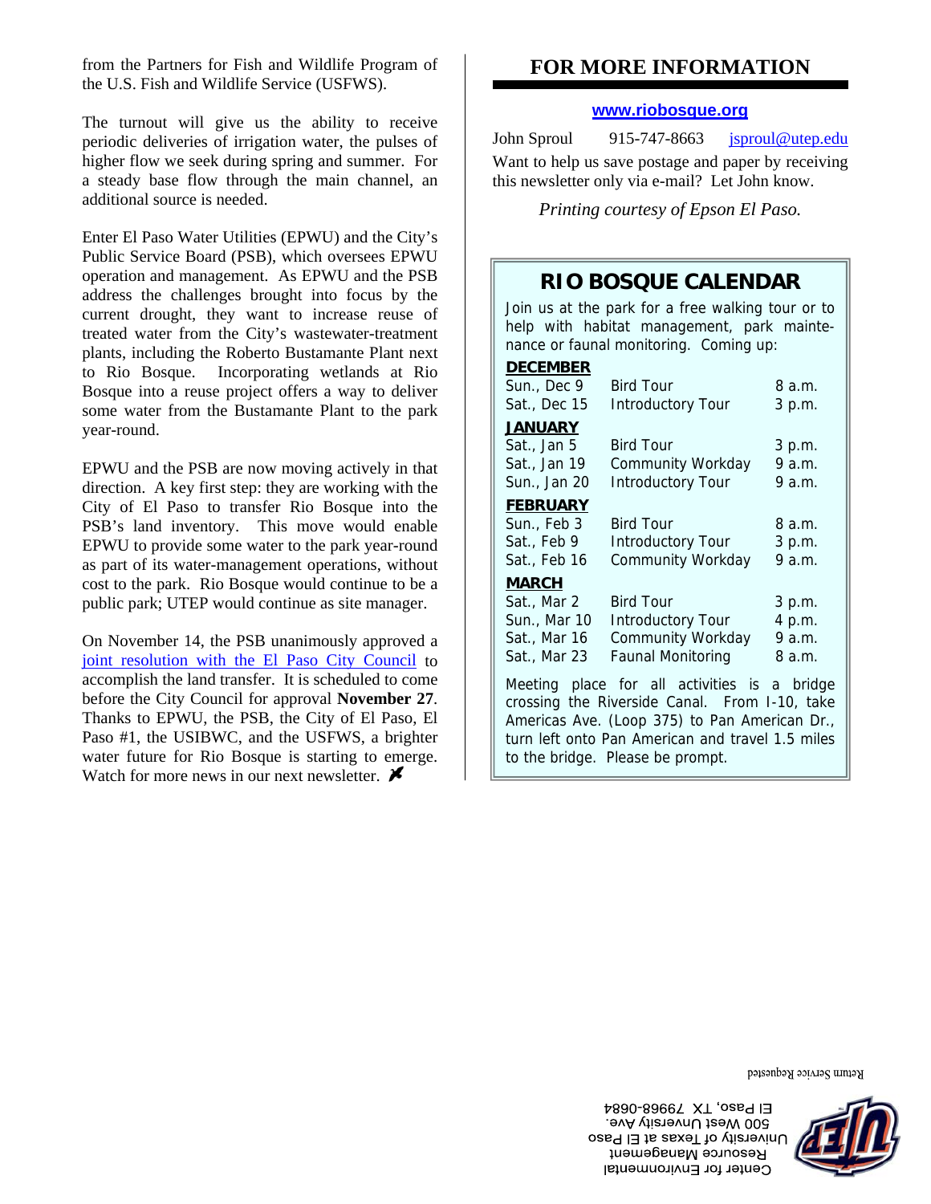from the Partners for Fish and Wildlife Program of the U.S. Fish and Wildlife Service (USFWS).

The turnout will give us the ability to receive periodic deliveries of irrigation water, the pulses of higher flow we seek during spring and summer. For a steady base flow through the main channel, an additional source is needed.

Enter El Paso Water Utilities (EPWU) and the City's Public Service Board (PSB), which oversees EPWU operation and management. As EPWU and the PSB address the challenges brought into focus by the current drought, they want to increase reuse of treated water from the City's wastewater-treatment plants, including the Roberto Bustamante Plant next to Rio Bosque. Incorporating wetlands at Rio Bosque into a reuse project offers a way to deliver some water from the Bustamante Plant to the park year-round.

EPWU and the PSB are now moving actively in that direction. A key first step: they are working with the City of El Paso to transfer Rio Bosque into the PSB's land inventory. This move would enable EPWU to provide some water to the park year-round as part of its water-management operations, without cost to the park. Rio Bosque would continue to be a public park; UTEP would continue as site manager.

On November 14, the PSB unanimously approved a joint resolution with the El Paso City Council to accomplish the land transfer. It is scheduled to come before the City Council for approval **November 27**. Thanks to EPWU, the PSB, the City of El Paso, El Paso #1, the USIBWC, and the USFWS, a brighter water future for Rio Bosque is starting to emerge. Watch for more news in our next newsletter.

## FOR MORE INFORMATION

**www.riobosque.org**

John Sproul 915-747-8663 jsproul@utep.edu

Want to help us save postage and paper by receiving this newsletter only via e-mail? Let John know.

*Printing courtesy of Epson El Paso.*

## RIO BOSQUE CALENDAR

Join us at the park for a free walking tour or to help with habitat management, park maintenance or faunal monitoring. Coming up:

**DECEMBER**

| | | |
|---|---|---|
| Sun., Dec 9 | Bird Tour | 8 a.m. |
| Sat., Dec 15 | Introductory Tour | 3 p.m. |

**JANUARY**

| | | |
|---|---|---|
| Sat., Jan 5 | Bird Tour | 3 p.m. |
| Sat., Jan 19 | Community Workday | 9 a.m. |
| Sun., Jan 20 | Introductory Tour | 9 a.m. |

**FEBRUARY**

| | | |
|---|---|---|
| Sun., Feb 3 | Bird Tour | 8 a.m. |
| Sat., Feb 9 | Introductory Tour | 3 p.m. |
| Sat., Feb 16 | Community Workday | 9 a.m. |

**MARCH**

| | | |
|---|---|---|
| Sat., Mar 2 | Bird Tour | 3 p.m. |
| Sun., Mar 10 | Introductory Tour | 4 p.m. |
| Sat., Mar 16 | Community Workday | 9 a.m. |
| Sat., Mar 23 | Faunal Monitoring | 8 a.m. |

Meeting place for all activities is a bridge crossing the Riverside Canal. From I-10, take Americas Ave. (Loop 375) to Pan American Dr., turn left onto Pan American and travel 1.5 miles to the bridge. Please be prompt.

Center for Environmental
Resource Management
University of Texas at El Paso
500 West University Ave.
El Paso, TX 79968-0684

Return Service Requested